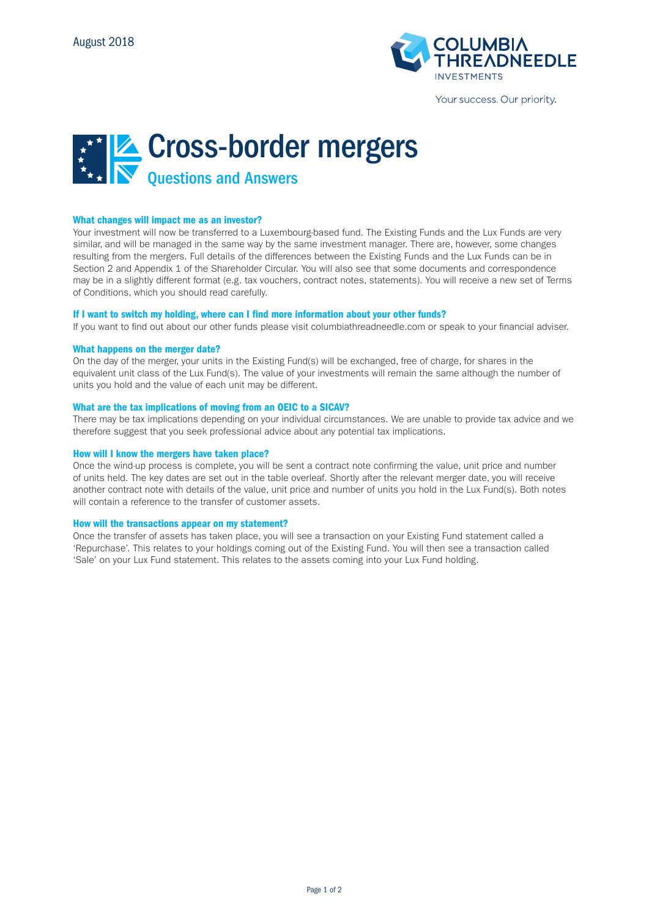August 2018

COLUMBIA THREADNEEDLE INVESTMENTS

Your success. Our priority.

# Cross-border mergers

## Questions and Answers

### What changes will impact me as an investor?

Your investment will now be transferred to a Luxembourg-based fund. The Existing Funds and the Lux Funds are very similar, and will be managed in the same way by the same investment manager. There are, however, some changes resulting from the mergers. Full details of the differences between the Existing Funds and the Lux Funds can be in Section 2 and Appendix 1 of the Shareholder Circular. You will also see that some documents and correspondence may be in a slightly different format (e.g. tax vouchers, contract notes, statements). You will receive a new set of Terms of Conditions, which you should read carefully.

### If I want to switch my holding, where can I find more information about your other funds?

If you want to find out about our other funds please visit columbiathreadneedle.com or speak to your financial adviser.

### What happens on the merger date?

On the day of the merger, your units in the Existing Fund(s) will be exchanged, free of charge, for shares in the equivalent unit class of the Lux Fund(s). The value of your investments will remain the same although the number of units you hold and the value of each unit may be different.

### What are the tax implications of moving from an OEIC to a SICAV?

There may be tax implications depending on your individual circumstances. We are unable to provide tax advice and we therefore suggest that you seek professional advice about any potential tax implications.

### How will I know the mergers have taken place?

Once the wind-up process is complete, you will be sent a contract note confirming the value, unit price and number of units held. The key dates are set out in the table overleaf. Shortly after the relevant merger date, you will receive another contract note with details of the value, unit price and number of units you hold in the Lux Fund(s). Both notes will contain a reference to the transfer of customer assets.

### How will the transactions appear on my statement?

Once the transfer of assets has taken place, you will see a transaction on your Existing Fund statement called a 'Repurchase'. This relates to your holdings coming out of the Existing Fund. You will then see a transaction called 'Sale' on your Lux Fund statement. This relates to the assets coming into your Lux Fund holding.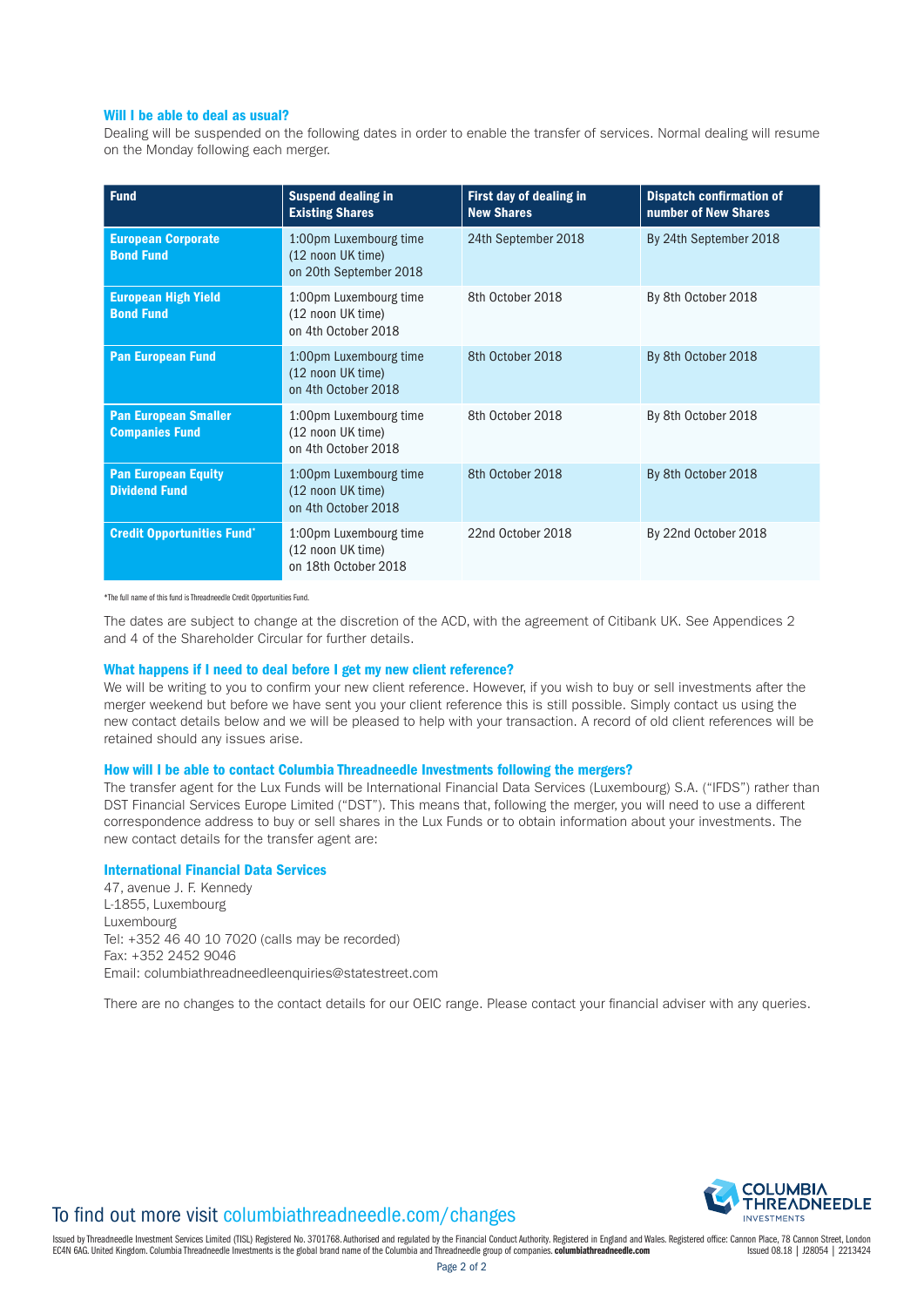### Will I be able to deal as usual?

Dealing will be suspended on the following dates in order to enable the transfer of services. Normal dealing will resume on the Monday following each merger.

| Fund | Suspend dealing in Existing Shares | First day of dealing in New Shares | Dispatch confirmation of number of New Shares |
|---|---|---|---|
| **European Corporate Bond Fund** | 1:00pm Luxembourg time (12 noon UK time) on 20th September 2018 | 24th September 2018 | By 24th September 2018 |
| **European High Yield Bond Fund** | 1:00pm Luxembourg time (12 noon UK time) on 4th October 2018 | 8th October 2018 | By 8th October 2018 |
| **Pan European Fund** | 1:00pm Luxembourg time (12 noon UK time) on 4th October 2018 | 8th October 2018 | By 8th October 2018 |
| **Pan European Smaller Companies Fund** | 1:00pm Luxembourg time (12 noon UK time) on 4th October 2018 | 8th October 2018 | By 8th October 2018 |
| **Pan European Equity Dividend Fund** | 1:00pm Luxembourg time (12 noon UK time) on 4th October 2018 | 8th October 2018 | By 8th October 2018 |
| **Credit Opportunities Fund*** | 1:00pm Luxembourg time (12 noon UK time) on 18th October 2018 | 22nd October 2018 | By 22nd October 2018 |

*The full name of this fund is Threadneedle Credit Opportunities Fund.

The dates are subject to change at the discretion of the ACD, with the agreement of Citibank UK. See Appendices 2 and 4 of the Shareholder Circular for further details.

### What happens if I need to deal before I get my new client reference?

We will be writing to you to confirm your new client reference. However, if you wish to buy or sell investments after the merger weekend but before we have sent you your client reference this is still possible. Simply contact us using the new contact details below and we will be pleased to help with your transaction. A record of old client references will be retained should any issues arise.

### How will I be able to contact Columbia Threadneedle Investments following the mergers?

The transfer agent for the Lux Funds will be International Financial Data Services (Luxembourg) S.A. ("IFDS") rather than DST Financial Services Europe Limited ("DST"). This means that, following the merger, you will need to use a different correspondence address to buy or sell shares in the Lux Funds or to obtain information about your investments. The new contact details for the transfer agent are:

### International Financial Data Services

47, avenue J. F. Kennedy
L-1855, Luxembourg
Luxembourg
Tel: +352 46 40 10 7020 (calls may be recorded)
Fax: +352 2452 9046
Email: columbiathreadneedleenquiries@statestreet.com

There are no changes to the contact details for our OEIC range. Please contact your financial adviser with any queries.

To find out more visit columbiathreadneedle.com/changes

COLUMBIA THREADNEEDLE INVESTMENTS

Issued by Threadneedle Investment Services Limited (TISL) Registered No. 3701768. Authorised and regulated by the Financial Conduct Authority. Registered in England and Wales. Registered office: Cannon Place, 78 Cannon Street, London EC4N 6AG. United Kingdom. Columbia Threadneedle Investments is the global brand name of the Columbia and Threadneedle group of companies. **columbiathreadneedle.com**

Issued 08.18 | J28054 | 2213424